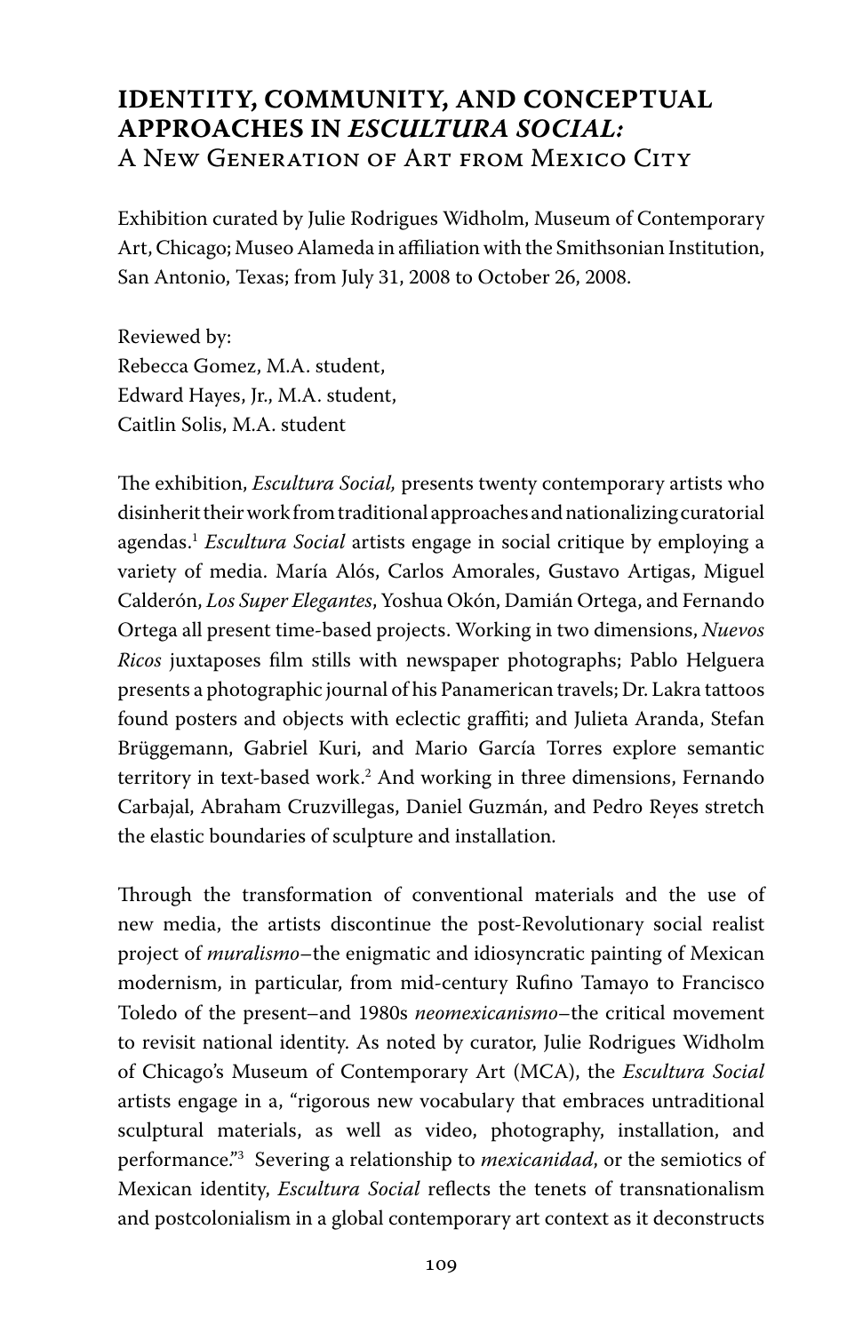# IDENTITY, COMMUNITY, AND CONCEPTUAL APPROACHES IN *ESCULTURA SOCIAL:* A New Generation of Art from Mexico City

Exhibition curated by Julie Rodrigues Widholm, Museum of Contemporary Art, Chicago; Museo Alameda in affiliation with the Smithsonian Institution, San Antonio, Texas; from July 31, 2008 to October 26, 2008.

Reviewed by:
Rebecca Gomez, M.A. student,
Edward Hayes, Jr., M.A. student,
Caitlin Solis, M.A. student

The exhibition, *Escultura Social,* presents twenty contemporary artists who disinherit their work from traditional approaches and nationalizing curatorial agendas.[1] *Escultura Social* artists engage in social critique by employing a variety of media. María Alós, Carlos Amorales, Gustavo Artigas, Miguel Calderón, *Los Super Elegantes*, Yoshua Okón, Damián Ortega, and Fernando Ortega all present time-based projects. Working in two dimensions, *Nuevos Ricos* juxtaposes film stills with newspaper photographs; Pablo Helguera presents a photographic journal of his Panamerican travels; Dr. Lakra tattoos found posters and objects with eclectic graffiti; and Julieta Aranda, Stefan Brüggemann, Gabriel Kuri, and Mario García Torres explore semantic territory in text-based work.[2] And working in three dimensions, Fernando Carbajal, Abraham Cruzvillegas, Daniel Guzmán, and Pedro Reyes stretch the elastic boundaries of sculpture and installation.

Through the transformation of conventional materials and the use of new media, the artists discontinue the post-Revolutionary social realist project of *muralismo*–the enigmatic and idiosyncratic painting of Mexican modernism, in particular, from mid-century Rufino Tamayo to Francisco Toledo of the present–and 1980s *neomexicanismo*–the critical movement to revisit national identity. As noted by curator, Julie Rodrigues Widholm of Chicago's Museum of Contemporary Art (MCA), the *Escultura Social* artists engage in a, "rigorous new vocabulary that embraces untraditional sculptural materials, as well as video, photography, installation, and performance."[3] Severing a relationship to *mexicanidad*, or the semiotics of Mexican identity, *Escultura Social* reflects the tenets of transnationalism and postcolonialism in a global contemporary art context as it deconstructs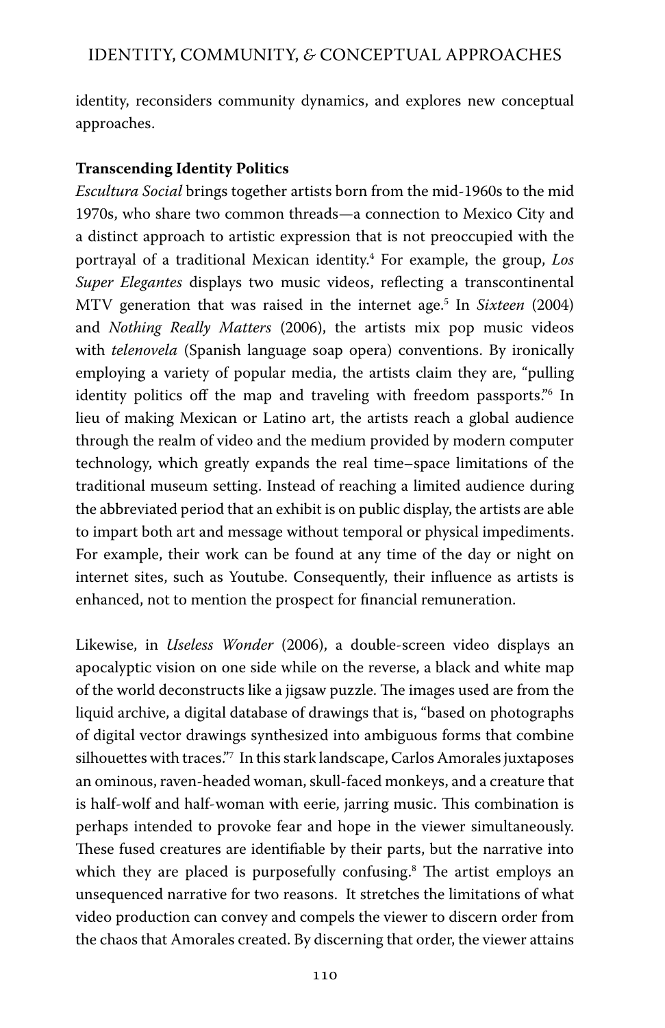identity, reconsiders community dynamics, and explores new conceptual approaches.

**Transcending Identity Politics**

*Escultura Social* brings together artists born from the mid-1960s to the mid 1970s, who share two common threads—a connection to Mexico City and a distinct approach to artistic expression that is not preoccupied with the portrayal of a traditional Mexican identity.[4] For example, the group, *Los Super Elegantes* displays two music videos, reflecting a transcontinental MTV generation that was raised in the internet age.[5] In *Sixteen* (2004) and *Nothing Really Matters* (2006), the artists mix pop music videos with *telenovela* (Spanish language soap opera) conventions. By ironically employing a variety of popular media, the artists claim they are, "pulling identity politics off the map and traveling with freedom passports."[6] In lieu of making Mexican or Latino art, the artists reach a global audience through the realm of video and the medium provided by modern computer technology, which greatly expands the real time–space limitations of the traditional museum setting. Instead of reaching a limited audience during the abbreviated period that an exhibit is on public display, the artists are able to impart both art and message without temporal or physical impediments. For example, their work can be found at any time of the day or night on internet sites, such as Youtube. Consequently, their influence as artists is enhanced, not to mention the prospect for financial remuneration.

Likewise, in *Useless Wonder* (2006), a double-screen video displays an apocalyptic vision on one side while on the reverse, a black and white map of the world deconstructs like a jigsaw puzzle. The images used are from the liquid archive, a digital database of drawings that is, "based on photographs of digital vector drawings synthesized into ambiguous forms that combine silhouettes with traces."[7] In this stark landscape, Carlos Amorales juxtaposes an ominous, raven-headed woman, skull-faced monkeys, and a creature that is half-wolf and half-woman with eerie, jarring music. This combination is perhaps intended to provoke fear and hope in the viewer simultaneously. These fused creatures are identifiable by their parts, but the narrative into which they are placed is purposefully confusing.[8] The artist employs an unsequenced narrative for two reasons. It stretches the limitations of what video production can convey and compels the viewer to discern order from the chaos that Amorales created. By discerning that order, the viewer attains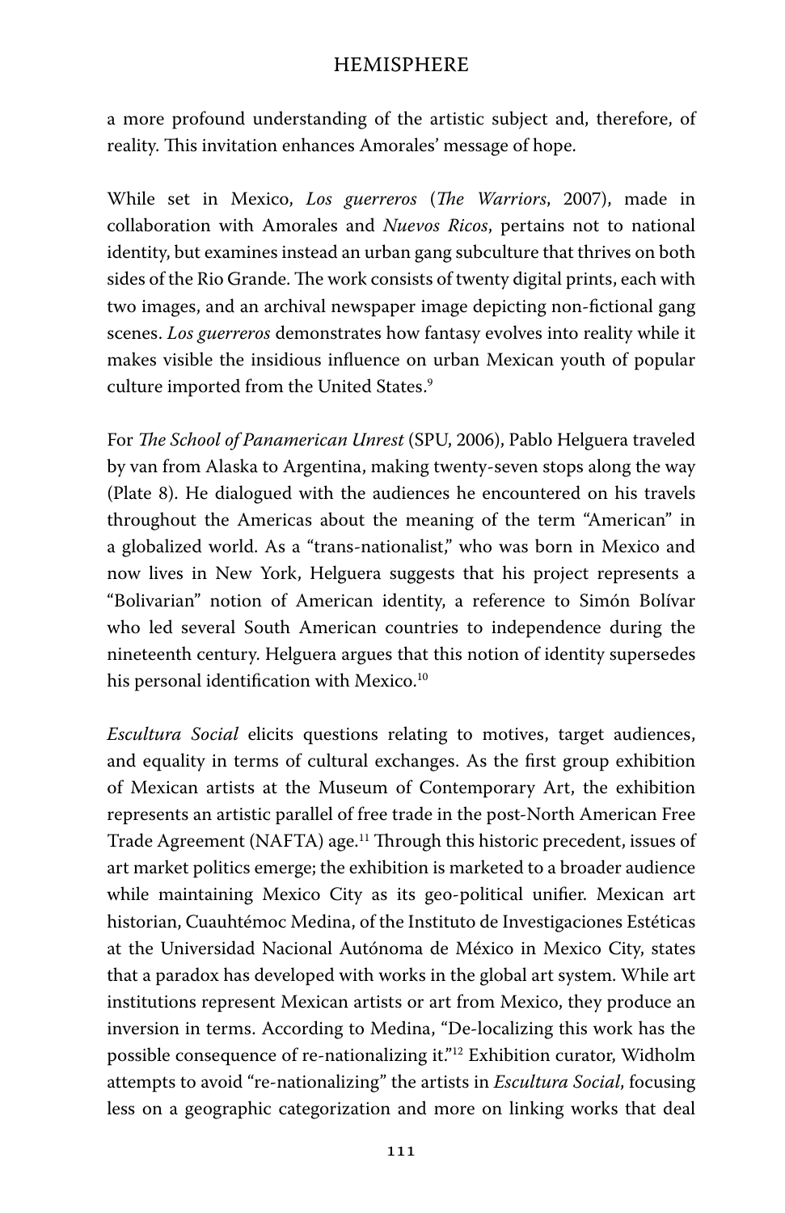a more profound understanding of the artistic subject and, therefore, of reality. This invitation enhances Amorales' message of hope.

While set in Mexico, *Los guerreros* (*The Warriors*, 2007), made in collaboration with Amorales and *Nuevos Ricos*, pertains not to national identity, but examines instead an urban gang subculture that thrives on both sides of the Rio Grande. The work consists of twenty digital prints, each with two images, and an archival newspaper image depicting non-fictional gang scenes. *Los guerreros* demonstrates how fantasy evolves into reality while it makes visible the insidious influence on urban Mexican youth of popular culture imported from the United States.[9]

For *The School of Panamerican Unrest* (SPU, 2006), Pablo Helguera traveled by van from Alaska to Argentina, making twenty-seven stops along the way (Plate 8). He dialogued with the audiences he encountered on his travels throughout the Americas about the meaning of the term "American" in a globalized world. As a "trans-nationalist," who was born in Mexico and now lives in New York, Helguera suggests that his project represents a "Bolivarian" notion of American identity, a reference to Simón Bolívar who led several South American countries to independence during the nineteenth century. Helguera argues that this notion of identity supersedes his personal identification with Mexico.[10]

*Escultura Social* elicits questions relating to motives, target audiences, and equality in terms of cultural exchanges. As the first group exhibition of Mexican artists at the Museum of Contemporary Art, the exhibition represents an artistic parallel of free trade in the post-North American Free Trade Agreement (NAFTA) age.[11] Through this historic precedent, issues of art market politics emerge; the exhibition is marketed to a broader audience while maintaining Mexico City as its geo-political unifier. Mexican art historian, Cuauhtémoc Medina, of the Instituto de Investigaciones Estéticas at the Universidad Nacional Autónoma de México in Mexico City, states that a paradox has developed with works in the global art system. While art institutions represent Mexican artists or art from Mexico, they produce an inversion in terms. According to Medina, "De-localizing this work has the possible consequence of re-nationalizing it."[12] Exhibition curator, Widholm attempts to avoid "re-nationalizing" the artists in *Escultura Social*, focusing less on a geographic categorization and more on linking works that deal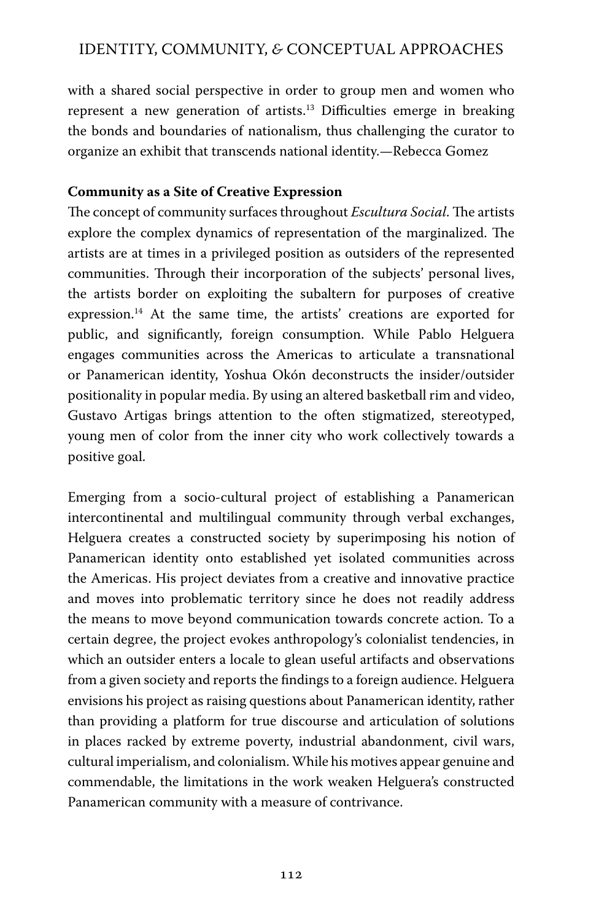with a shared social perspective in order to group men and women who represent a new generation of artists.[13] Difficulties emerge in breaking the bonds and boundaries of nationalism, thus challenging the curator to organize an exhibit that transcends national identity.—Rebecca Gomez

**Community as a Site of Creative Expression**

The concept of community surfaces throughout *Escultura Social*. The artists explore the complex dynamics of representation of the marginalized. The artists are at times in a privileged position as outsiders of the represented communities. Through their incorporation of the subjects' personal lives, the artists border on exploiting the subaltern for purposes of creative expression.[14] At the same time, the artists' creations are exported for public, and significantly, foreign consumption. While Pablo Helguera engages communities across the Americas to articulate a transnational or Panamerican identity, Yoshua Okón deconstructs the insider/outsider positionality in popular media. By using an altered basketball rim and video, Gustavo Artigas brings attention to the often stigmatized, stereotyped, young men of color from the inner city who work collectively towards a positive goal.

Emerging from a socio-cultural project of establishing a Panamerican intercontinental and multilingual community through verbal exchanges, Helguera creates a constructed society by superimposing his notion of Panamerican identity onto established yet isolated communities across the Americas. His project deviates from a creative and innovative practice and moves into problematic territory since he does not readily address the means to move beyond communication towards concrete action. To a certain degree, the project evokes anthropology's colonialist tendencies, in which an outsider enters a locale to glean useful artifacts and observations from a given society and reports the findings to a foreign audience. Helguera envisions his project as raising questions about Panamerican identity, rather than providing a platform for true discourse and articulation of solutions in places racked by extreme poverty, industrial abandonment, civil wars, cultural imperialism, and colonialism. While his motives appear genuine and commendable, the limitations in the work weaken Helguera's constructed Panamerican community with a measure of contrivance.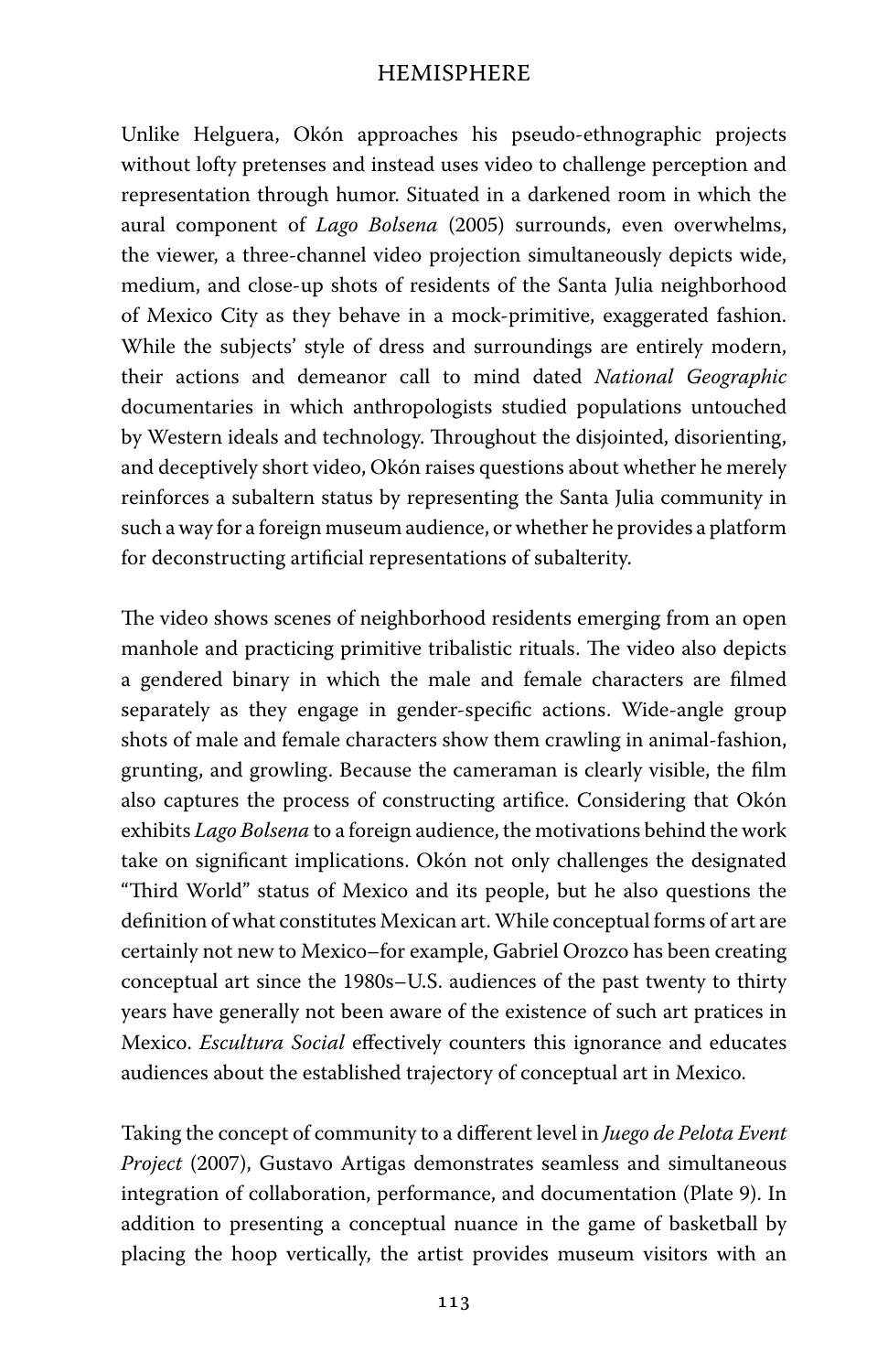Unlike Helguera, Okón approaches his pseudo-ethnographic projects without lofty pretenses and instead uses video to challenge perception and representation through humor. Situated in a darkened room in which the aural component of *Lago Bolsena* (2005) surrounds, even overwhelms, the viewer, a three-channel video projection simultaneously depicts wide, medium, and close-up shots of residents of the Santa Julia neighborhood of Mexico City as they behave in a mock-primitive, exaggerated fashion. While the subjects' style of dress and surroundings are entirely modern, their actions and demeanor call to mind dated *National Geographic* documentaries in which anthropologists studied populations untouched by Western ideals and technology. Throughout the disjointed, disorienting, and deceptively short video, Okón raises questions about whether he merely reinforces a subaltern status by representing the Santa Julia community in such a way for a foreign museum audience, or whether he provides a platform for deconstructing artificial representations of subalterity.

The video shows scenes of neighborhood residents emerging from an open manhole and practicing primitive tribalistic rituals. The video also depicts a gendered binary in which the male and female characters are filmed separately as they engage in gender-specific actions. Wide-angle group shots of male and female characters show them crawling in animal-fashion, grunting, and growling. Because the cameraman is clearly visible, the film also captures the process of constructing artifice. Considering that Okón exhibits *Lago Bolsena* to a foreign audience, the motivations behind the work take on significant implications. Okón not only challenges the designated "Third World" status of Mexico and its people, but he also questions the definition of what constitutes Mexican art. While conceptual forms of art are certainly not new to Mexico–for example, Gabriel Orozco has been creating conceptual art since the 1980s–U.S. audiences of the past twenty to thirty years have generally not been aware of the existence of such art pratices in Mexico. *Escultura Social* effectively counters this ignorance and educates audiences about the established trajectory of conceptual art in Mexico.

Taking the concept of community to a different level in *Juego de Pelota Event Project* (2007), Gustavo Artigas demonstrates seamless and simultaneous integration of collaboration, performance, and documentation (Plate 9). In addition to presenting a conceptual nuance in the game of basketball by placing the hoop vertically, the artist provides museum visitors with an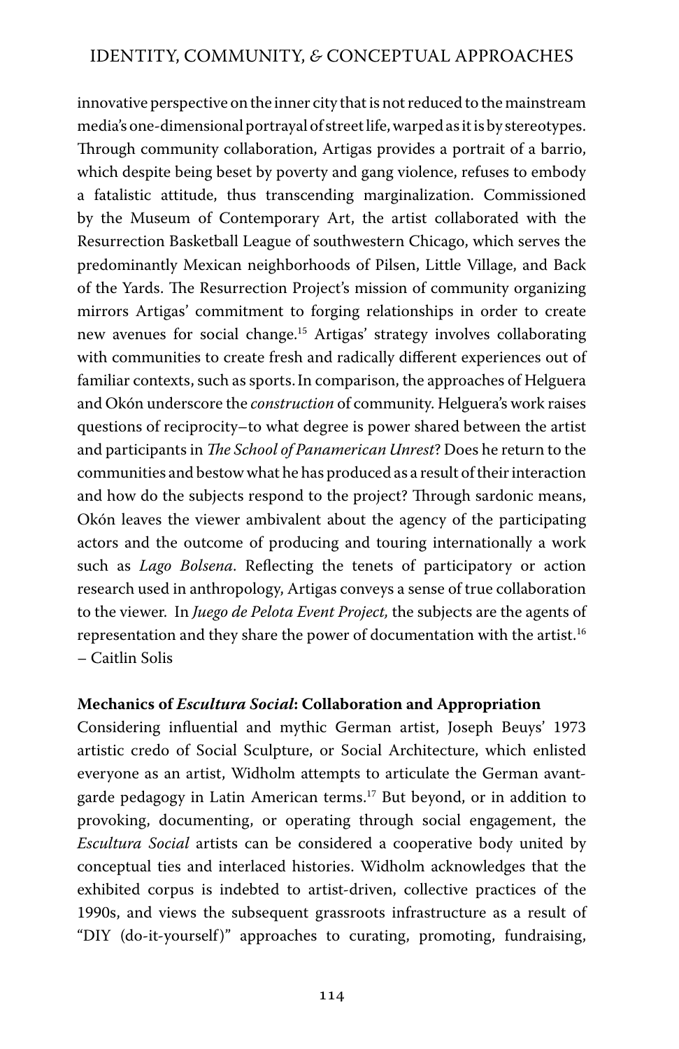innovative perspective on the inner city that is not reduced to the mainstream media's one-dimensional portrayal of street life, warped as it is by stereotypes. Through community collaboration, Artigas provides a portrait of a barrio, which despite being beset by poverty and gang violence, refuses to embody a fatalistic attitude, thus transcending marginalization. Commissioned by the Museum of Contemporary Art, the artist collaborated with the Resurrection Basketball League of southwestern Chicago, which serves the predominantly Mexican neighborhoods of Pilsen, Little Village, and Back of the Yards. The Resurrection Project's mission of community organizing mirrors Artigas' commitment to forging relationships in order to create new avenues for social change.[15] Artigas' strategy involves collaborating with communities to create fresh and radically different experiences out of familiar contexts, such as sports. In comparison, the approaches of Helguera and Okón underscore the *construction* of community. Helguera's work raises questions of reciprocity–to what degree is power shared between the artist and participants in *The School of Panamerican Unrest*? Does he return to the communities and bestow what he has produced as a result of their interaction and how do the subjects respond to the project? Through sardonic means, Okón leaves the viewer ambivalent about the agency of the participating actors and the outcome of producing and touring internationally a work such as *Lago Bolsena*. Reflecting the tenets of participatory or action research used in anthropology, Artigas conveys a sense of true collaboration to the viewer. In *Juego de Pelota Event Project,* the subjects are the agents of representation and they share the power of documentation with the artist.[16]
– Caitlin Solis

**Mechanics of *Escultura Social*: Collaboration and Appropriation**

Considering influential and mythic German artist, Joseph Beuys' 1973 artistic credo of Social Sculpture, or Social Architecture, which enlisted everyone as an artist, Widholm attempts to articulate the German avant-garde pedagogy in Latin American terms.[17] But beyond, or in addition to provoking, documenting, or operating through social engagement, the *Escultura Social* artists can be considered a cooperative body united by conceptual ties and interlaced histories. Widholm acknowledges that the exhibited corpus is indebted to artist-driven, collective practices of the 1990s, and views the subsequent grassroots infrastructure as a result of "DIY (do-it-yourself)" approaches to curating, promoting, fundraising,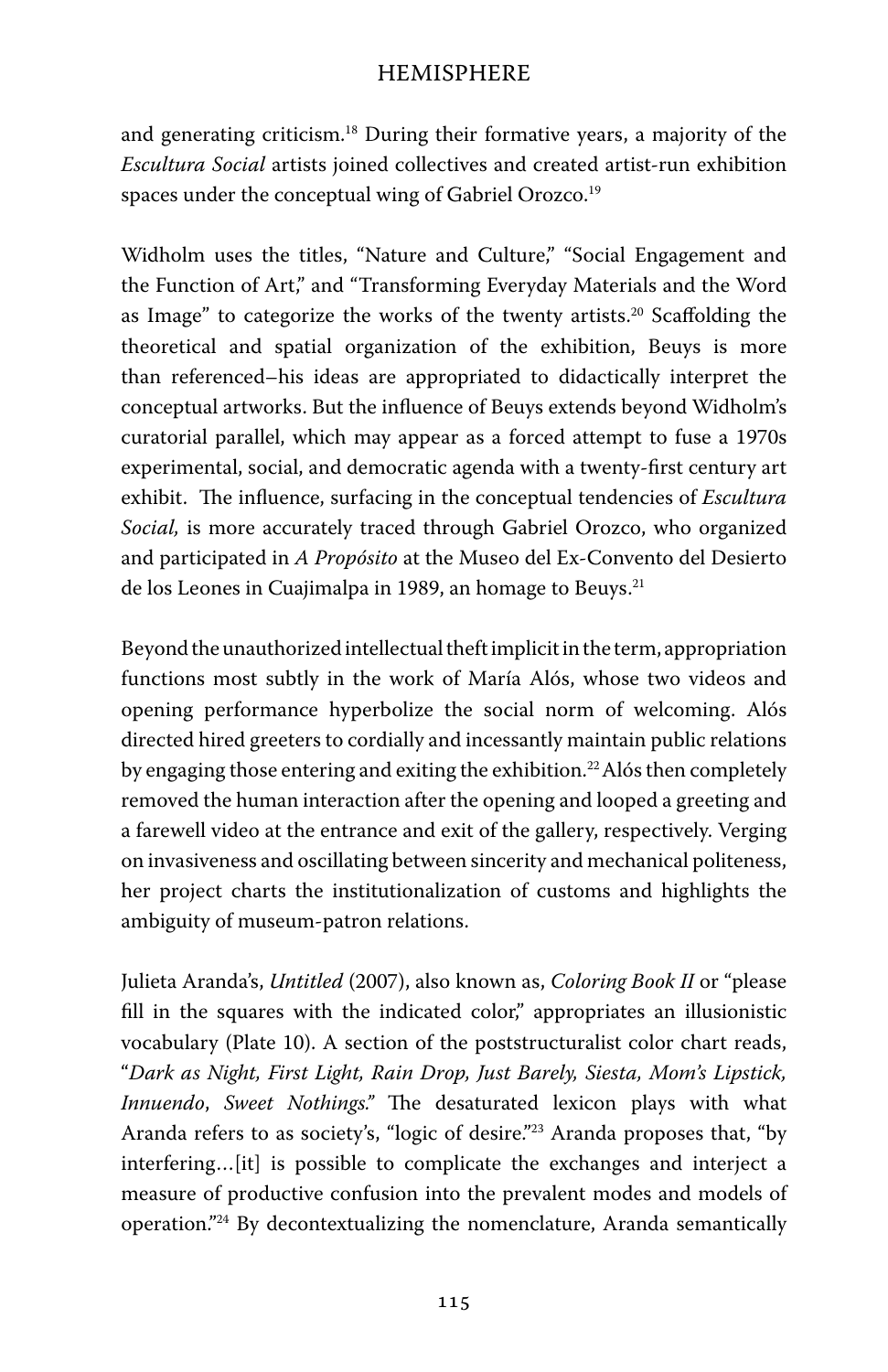and generating criticism.[18] During their formative years, a majority of the *Escultura Social* artists joined collectives and created artist-run exhibition spaces under the conceptual wing of Gabriel Orozco.[19]

Widholm uses the titles, "Nature and Culture," "Social Engagement and the Function of Art," and "Transforming Everyday Materials and the Word as Image" to categorize the works of the twenty artists.[20] Scaffolding the theoretical and spatial organization of the exhibition, Beuys is more than referenced–his ideas are appropriated to didactically interpret the conceptual artworks. But the influence of Beuys extends beyond Widholm's curatorial parallel, which may appear as a forced attempt to fuse a 1970s experimental, social, and democratic agenda with a twenty-first century art exhibit. The influence, surfacing in the conceptual tendencies of *Escultura Social,* is more accurately traced through Gabriel Orozco, who organized and participated in *A Propósito* at the Museo del Ex-Convento del Desierto de los Leones in Cuajimalpa in 1989, an homage to Beuys.[21]

Beyond the unauthorized intellectual theft implicit in the term, appropriation functions most subtly in the work of María Alós, whose two videos and opening performance hyperbolize the social norm of welcoming. Alós directed hired greeters to cordially and incessantly maintain public relations by engaging those entering and exiting the exhibition.[22] Alós then completely removed the human interaction after the opening and looped a greeting and a farewell video at the entrance and exit of the gallery, respectively. Verging on invasiveness and oscillating between sincerity and mechanical politeness, her project charts the institutionalization of customs and highlights the ambiguity of museum-patron relations.

Julieta Aranda's, *Untitled* (2007), also known as, *Coloring Book II* or "please fill in the squares with the indicated color," appropriates an illusionistic vocabulary (Plate 10). A section of the poststructuralist color chart reads, "*Dark as Night, First Light, Rain Drop, Just Barely, Siesta, Mom's Lipstick, Innuendo*, *Sweet Nothings.*" The desaturated lexicon plays with what Aranda refers to as society's, "logic of desire."[23] Aranda proposes that, "by interfering…[it] is possible to complicate the exchanges and interject a measure of productive confusion into the prevalent modes and models of operation."[24] By decontextualizing the nomenclature, Aranda semantically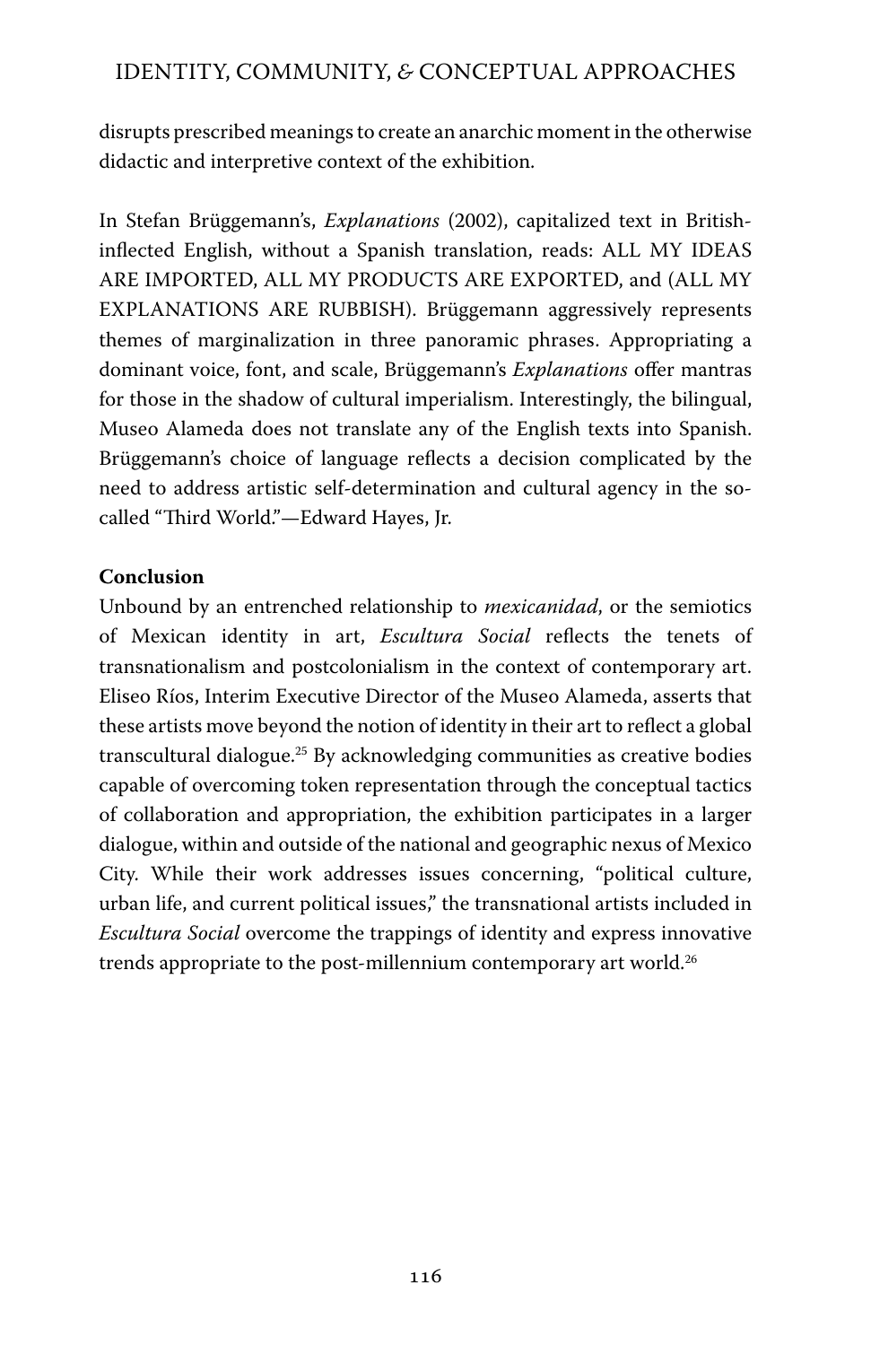disrupts prescribed meanings to create an anarchic moment in the otherwise didactic and interpretive context of the exhibition.

In Stefan Brüggemann's, *Explanations* (2002), capitalized text in British-inflected English, without a Spanish translation, reads: ALL MY IDEAS ARE IMPORTED, ALL MY PRODUCTS ARE EXPORTED, and (ALL MY EXPLANATIONS ARE RUBBISH). Brüggemann aggressively represents themes of marginalization in three panoramic phrases. Appropriating a dominant voice, font, and scale, Brüggemann's *Explanations* offer mantras for those in the shadow of cultural imperialism. Interestingly, the bilingual, Museo Alameda does not translate any of the English texts into Spanish. Brüggemann's choice of language reflects a decision complicated by the need to address artistic self-determination and cultural agency in the so-called "Third World."—Edward Hayes, Jr.

**Conclusion**

Unbound by an entrenched relationship to *mexicanidad*, or the semiotics of Mexican identity in art, *Escultura Social* reflects the tenets of transnationalism and postcolonialism in the context of contemporary art. Eliseo Ríos, Interim Executive Director of the Museo Alameda, asserts that these artists move beyond the notion of identity in their art to reflect a global transcultural dialogue.[25] By acknowledging communities as creative bodies capable of overcoming token representation through the conceptual tactics of collaboration and appropriation, the exhibition participates in a larger dialogue, within and outside of the national and geographic nexus of Mexico City. While their work addresses issues concerning, "political culture, urban life, and current political issues," the transnational artists included in *Escultura Social* overcome the trappings of identity and express innovative trends appropriate to the post-millennium contemporary art world.[26]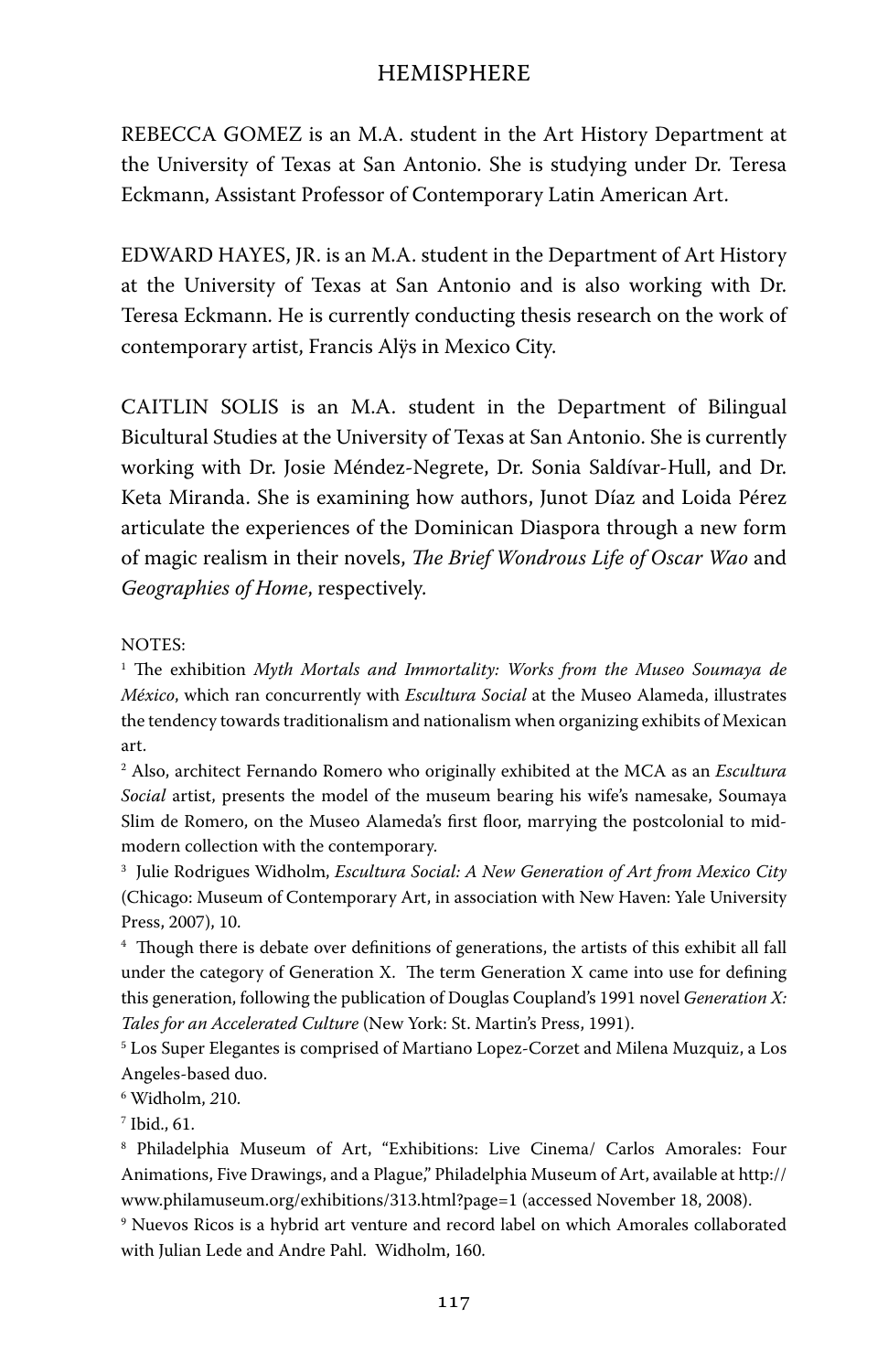REBECCA GOMEZ is an M.A. student in the Art History Department at the University of Texas at San Antonio. She is studying under Dr. Teresa Eckmann, Assistant Professor of Contemporary Latin American Art.

EDWARD HAYES, JR. is an M.A. student in the Department of Art History at the University of Texas at San Antonio and is also working with Dr. Teresa Eckmann. He is currently conducting thesis research on the work of contemporary artist, Francis Alÿs in Mexico City.

CAITLIN SOLIS is an M.A. student in the Department of Bilingual Bicultural Studies at the University of Texas at San Antonio. She is currently working with Dr. Josie Méndez-Negrete, Dr. Sonia Saldívar-Hull, and Dr. Keta Miranda. She is examining how authors, Junot Díaz and Loida Pérez articulate the experiences of the Dominican Diaspora through a new form of magic realism in their novels, *The Brief Wondrous Life of Oscar Wao* and *Geographies of Home*, respectively.

NOTES:

[1] The exhibition *Myth Mortals and Immortality: Works from the Museo Soumaya de México*, which ran concurrently with *Escultura Social* at the Museo Alameda, illustrates the tendency towards traditionalism and nationalism when organizing exhibits of Mexican art.

[2] Also, architect Fernando Romero who originally exhibited at the MCA as an *Escultura Social* artist, presents the model of the museum bearing his wife's namesake, Soumaya Slim de Romero, on the Museo Alameda's first floor, marrying the postcolonial to mid-modern collection with the contemporary.

[3] Julie Rodrigues Widholm, *Escultura Social: A New Generation of Art from Mexico City* (Chicago: Museum of Contemporary Art, in association with New Haven: Yale University Press, 2007), 10.

[4] Though there is debate over definitions of generations, the artists of this exhibit all fall under the category of Generation X. The term Generation X came into use for defining this generation, following the publication of Douglas Coupland's 1991 novel *Generation X: Tales for an Accelerated Culture* (New York: St. Martin's Press, 1991).

[5] Los Super Elegantes is comprised of Martiano Lopez-Corzet and Milena Muzquiz, a Los Angeles-based duo.

[6] Widholm, 210.

[7] Ibid., 61.

[8] Philadelphia Museum of Art, "Exhibitions: Live Cinema/ Carlos Amorales: Four Animations, Five Drawings, and a Plague," Philadelphia Museum of Art, available at http://www.philamuseum.org/exhibitions/313.html?page=1 (accessed November 18, 2008).

[9] Nuevos Ricos is a hybrid art venture and record label on which Amorales collaborated with Julian Lede and Andre Pahl. Widholm, 160.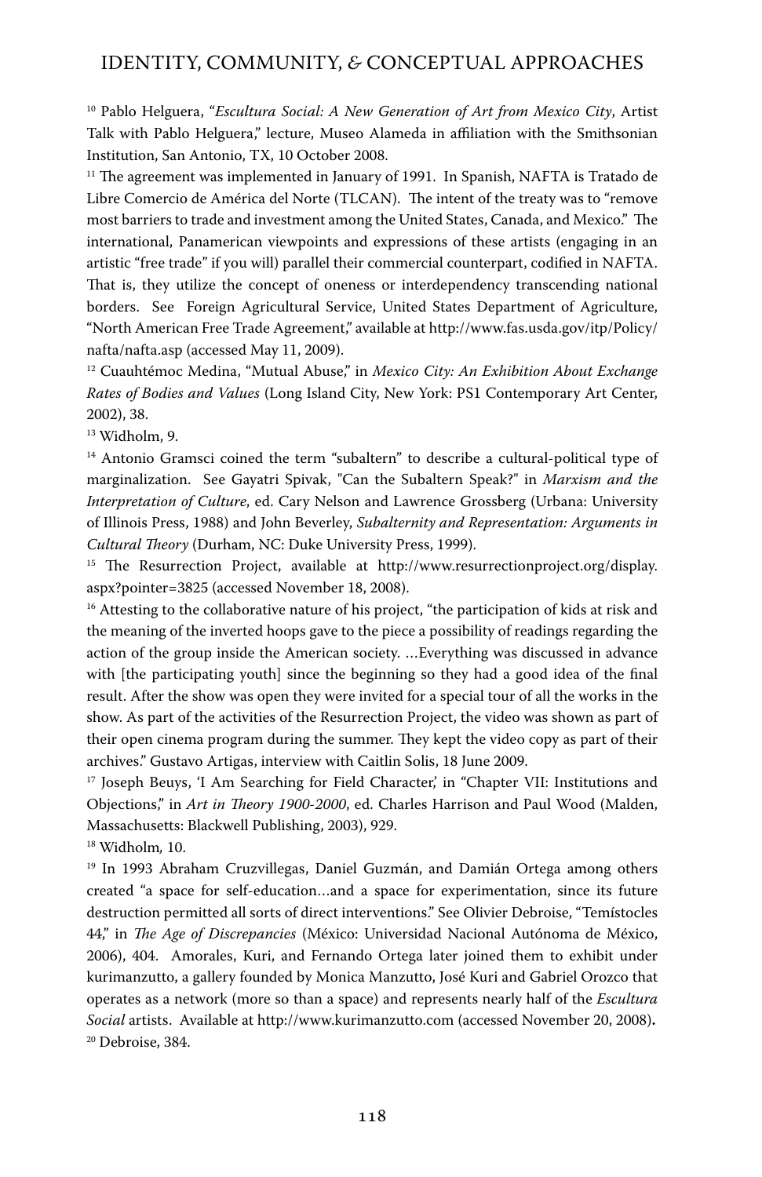[10] Pablo Helguera, "*Escultura Social: A New Generation of Art from Mexico City*, Artist Talk with Pablo Helguera," lecture, Museo Alameda in affiliation with the Smithsonian Institution, San Antonio, TX, 10 October 2008.

[11] The agreement was implemented in January of 1991. In Spanish, NAFTA is Tratado de Libre Comercio de América del Norte (TLCAN). The intent of the treaty was to "remove most barriers to trade and investment among the United States, Canada, and Mexico." The international, Panamerican viewpoints and expressions of these artists (engaging in an artistic "free trade" if you will) parallel their commercial counterpart, codified in NAFTA. That is, they utilize the concept of oneness or interdependency transcending national borders. See Foreign Agricultural Service, United States Department of Agriculture, "North American Free Trade Agreement," available at http://www.fas.usda.gov/itp/Policy/nafta/nafta.asp (accessed May 11, 2009).

[12] Cuauhtémoc Medina, "Mutual Abuse," in *Mexico City: An Exhibition About Exchange Rates of Bodies and Values* (Long Island City, New York: PS1 Contemporary Art Center, 2002), 38.

[13] Widholm, 9.

[14] Antonio Gramsci coined the term "subaltern" to describe a cultural-political type of marginalization. See Gayatri Spivak, "Can the Subaltern Speak?" in *Marxism and the Interpretation of Culture*, ed. Cary Nelson and Lawrence Grossberg (Urbana: University of Illinois Press, 1988) and John Beverley, *Subalternity and Representation: Arguments in Cultural Theory* (Durham, NC: Duke University Press, 1999).

[15] The Resurrection Project, available at http://www.resurrectionproject.org/display.aspx?pointer=3825 (accessed November 18, 2008).

[16] Attesting to the collaborative nature of his project, "the participation of kids at risk and the meaning of the inverted hoops gave to the piece a possibility of readings regarding the action of the group inside the American society. …Everything was discussed in advance with [the participating youth] since the beginning so they had a good idea of the final result. After the show was open they were invited for a special tour of all the works in the show. As part of the activities of the Resurrection Project, the video was shown as part of their open cinema program during the summer. They kept the video copy as part of their archives." Gustavo Artigas, interview with Caitlin Solis, 18 June 2009.

[17] Joseph Beuys, 'I Am Searching for Field Character,' in "Chapter VII: Institutions and Objections," in *Art in Theory 1900-2000*, ed. Charles Harrison and Paul Wood (Malden, Massachusetts: Blackwell Publishing, 2003), 929.

[18] Widholm, 10.

[19] In 1993 Abraham Cruzvillegas, Daniel Guzmán, and Damián Ortega among others created "a space for self-education…and a space for experimentation, since its future destruction permitted all sorts of direct interventions." See Olivier Debroise, "Temístocles 44," in *The Age of Discrepancies* (México: Universidad Nacional Autónoma de México, 2006), 404. Amorales, Kuri, and Fernando Ortega later joined them to exhibit under kurimanzutto, a gallery founded by Monica Manzutto, José Kuri and Gabriel Orozco that operates as a network (more so than a space) and represents nearly half of the *Escultura Social* artists. Available at http://www.kurimanzutto.com (accessed November 20, 2008).

[20] Debroise, 384.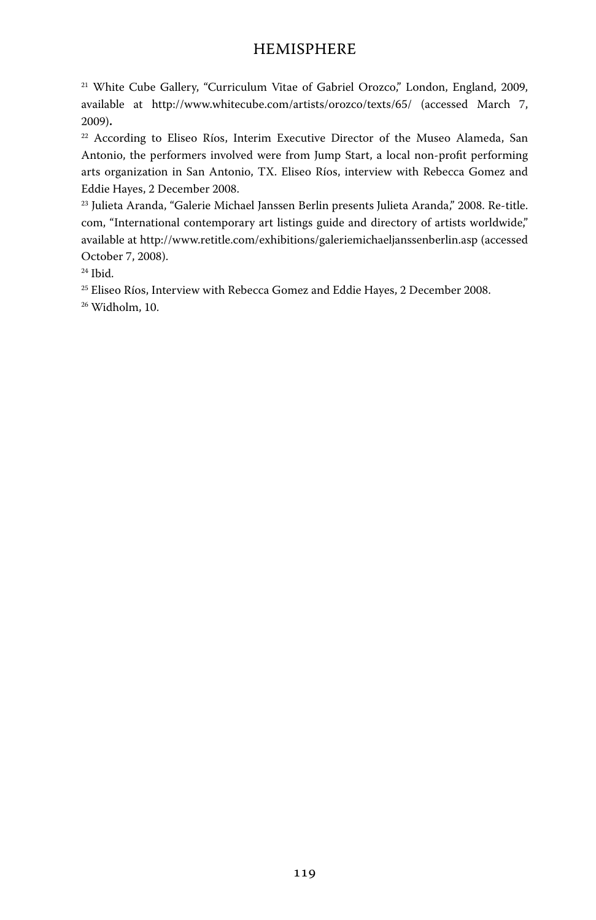[21] White Cube Gallery, "Curriculum Vitae of Gabriel Orozco," London, England, 2009, available at http://www.whitecube.com/artists/orozco/texts/65/ (accessed March 7, 2009).

[22] According to Eliseo Ríos, Interim Executive Director of the Museo Alameda, San Antonio, the performers involved were from Jump Start, a local non-profit performing arts organization in San Antonio, TX. Eliseo Ríos, interview with Rebecca Gomez and Eddie Hayes, 2 December 2008.

[23] Julieta Aranda, "Galerie Michael Janssen Berlin presents Julieta Aranda," 2008. Re-title.com, "International contemporary art listings guide and directory of artists worldwide," available at http://www.retitle.com/exhibitions/galeriemichaeljanssenberlin.asp (accessed October 7, 2008).

[24] Ibid.

[25] Eliseo Ríos, Interview with Rebecca Gomez and Eddie Hayes, 2 December 2008.

[26] Widholm, 10.